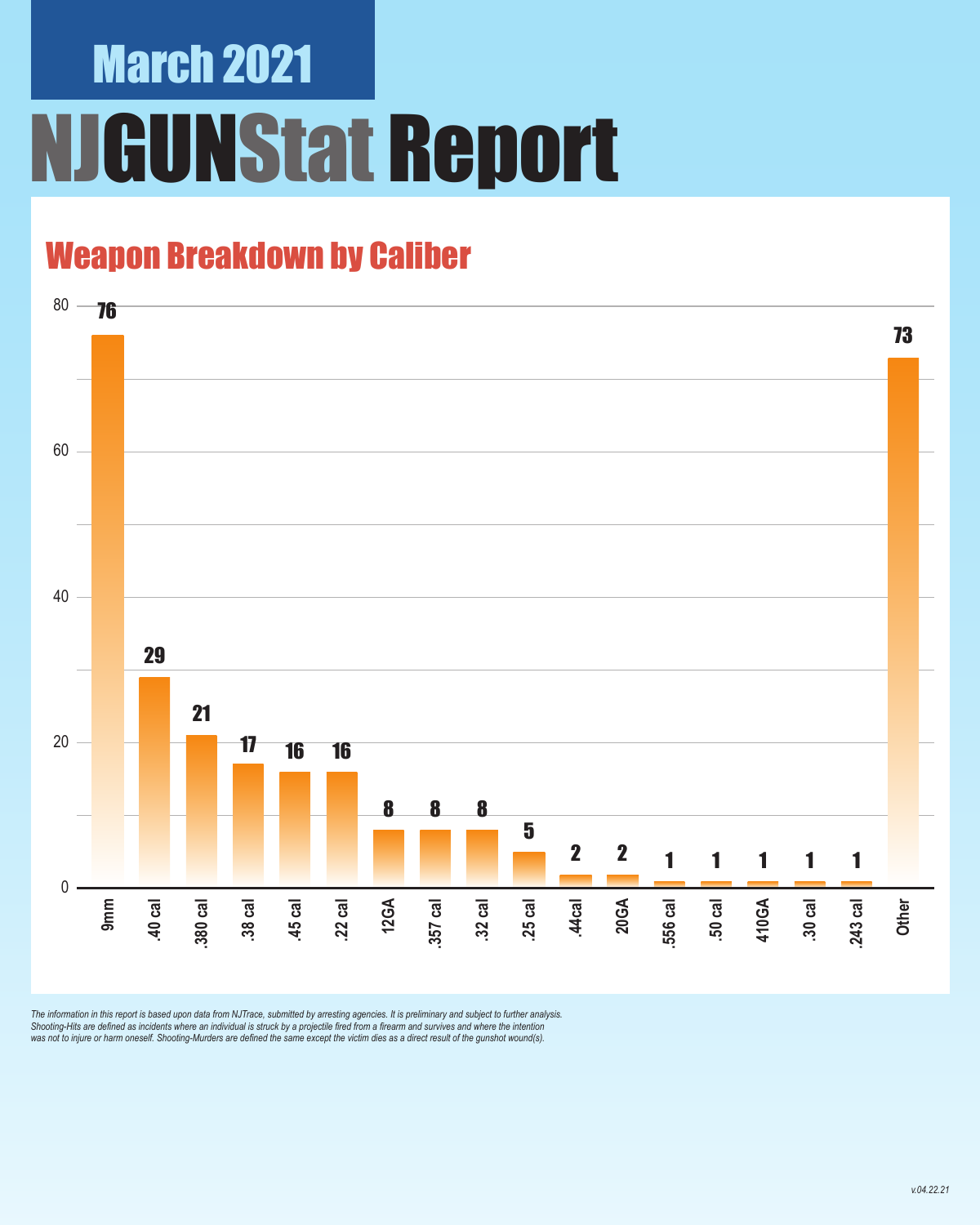# March 2021

# NJGUNStat Report

## Weapon Breakdown by Caliber

| Caliber | Count |
|---|---|
| 9mm | 76 |
| .40 cal | 29 |
| .380 cal | 21 |
| .38 cal | 17 |
| .45 cal | 16 |
| .22 cal | 16 |
| 12GA | 8 |
| .357 cal | 8 |
| .32 cal | 8 |
| .25 cal | 5 |
| .44cal | 2 |
| 20GA | 2 |
| .556 cal | 1 |
| .50 cal | 1 |
| 410GA | 1 |
| .30 cal | 1 |
| .243 cal | 1 |
| Other | 73 |

*The information in this report is based upon data from NJTrace, submitted by arresting agencies. It is preliminary and subject to further analysis. Shooting-Hits are defined as incidents where an individual is struck by a projectile fired from a firearm and survives and where the intention was not to injure or harm oneself. Shooting-Murders are defined the same except the victim dies as a direct result of the gunshot wound(s).*

*v.04.22.21*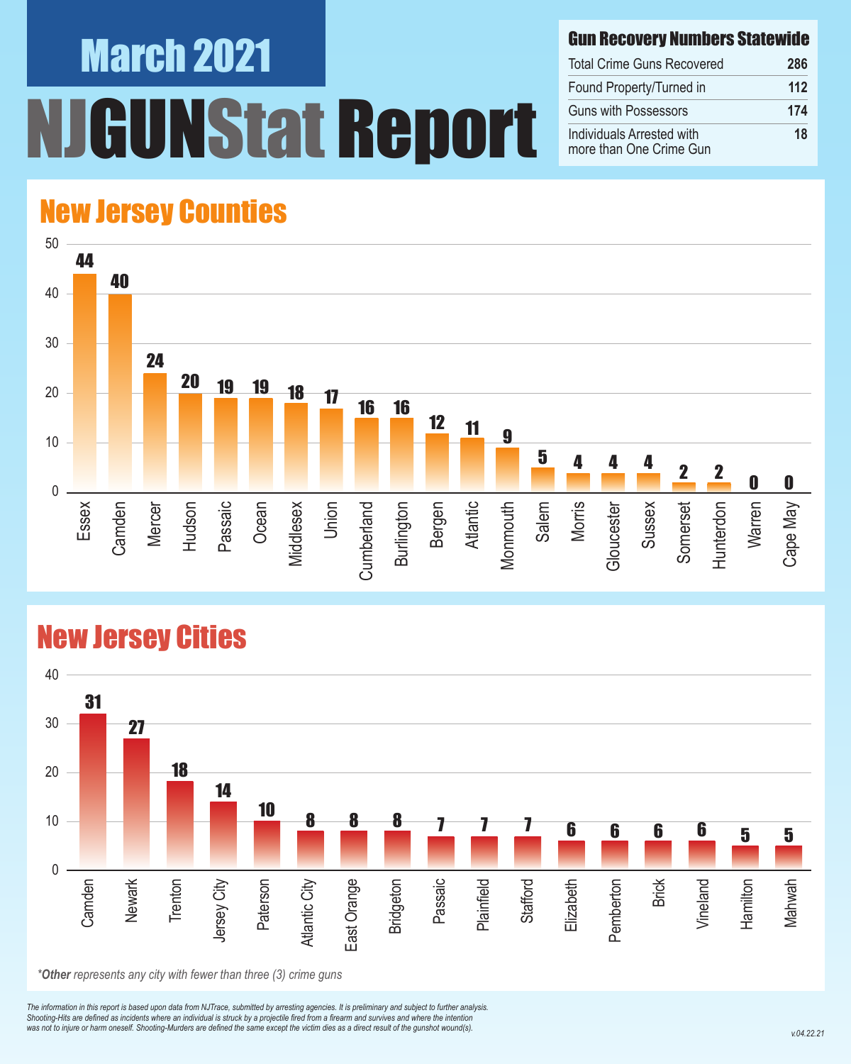# March 2021

# NJGUNStat Report

## Gun Recovery Numbers Statewide

| Gun Recovery Numbers Statewide | |
|---|---|
| Total Crime Guns Recovered | 286 |
| Found Property/Turned in | 112 |
| Guns with Possessors | 174 |
| Individuals Arrested with more than One Crime Gun | 18 |

## New Jersey Counties

| County | Crime Guns |
|---|---|
| Essex | 44 |
| Camden | 40 |
| Mercer | 24 |
| Hudson | 20 |
| Passaic | 19 |
| Ocean | 19 |
| Middlesex | 18 |
| Union | 17 |
| Cumberland | 16 |
| Burlington | 16 |
| Bergen | 12 |
| Atlantic | 11 |
| Monmouth | 9 |
| Salem | 5 |
| Morris | 4 |
| Gloucester | 4 |
| Sussex | 4 |
| Somerset | 2 |
| Hunterdon | 2 |
| Warren | 0 |
| Cape May | 0 |

## New Jersey Cities

| City | Crime Guns |
|---|---|
| Camden | 31 |
| Newark | 27 |
| Trenton | 18 |
| Jersey City | 14 |
| Paterson | 10 |
| Atlantic City | 8 |
| East Orange | 8 |
| Bridgeton | 8 |
| Passaic | 7 |
| Plainfield | 7 |
| Stafford | 7 |
| Elizabeth | 6 |
| Pemberton | 6 |
| Brick | 6 |
| Vineland | 6 |
| Hamilton | 5 |
| Mahwah | 5 |

*\*Other represents any city with fewer than three (3) crime guns*

*The information in this report is based upon data from NJTrace, submitted by arresting agencies. It is preliminary and subject to further analysis. Shooting-Hits are defined as incidents where an individual is struck by a projectile fired from a firearm and survives and where the intention was not to injure or harm oneself. Shooting-Murders are defined the same except the victim dies as a direct result of the gunshot wound(s).*

v.04.22.21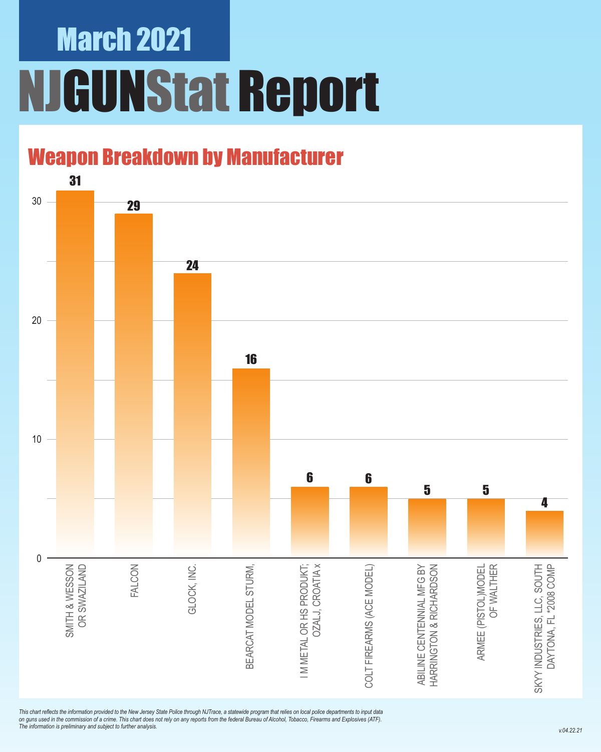# March 2021

# NJGUNStat Report

## Weapon Breakdown by Manufacturer

| Manufacturer | Count |
|---|---|
| SMITH & WESSON OR SWAZILAND | 31 |
| FALCON | 29 |
| GLOCK, INC. | 24 |
| BEARCAT MODEL STURM, | 16 |
| I M METAL OR HS PRODUKT; OZALJ, CROATIA x | 6 |
| COLT FIREARMS (ACE MODEL) | 6 |
| ABILINE CENTENNIAL MFG BY HARRINGTON & RICHARDSON | 5 |
| ARMEE (PISTOL)MODEL OF WALTHER | 5 |
| SKYY INDUSTRIES, LLC, SOUTH DAYTONA, FL *2008 COMP | 4 |

*This chart reflects the information provided to the New Jersey State Police through NJTrace, a statewide program that relies on local police departments to input data on guns used in the commission of a crime. This chart does not rely on any reports from the federal Bureau of Alcohol, Tobacco, Firearms and Explosives (ATF). The information is preliminary and subject to further analysis.*

v.04.22.21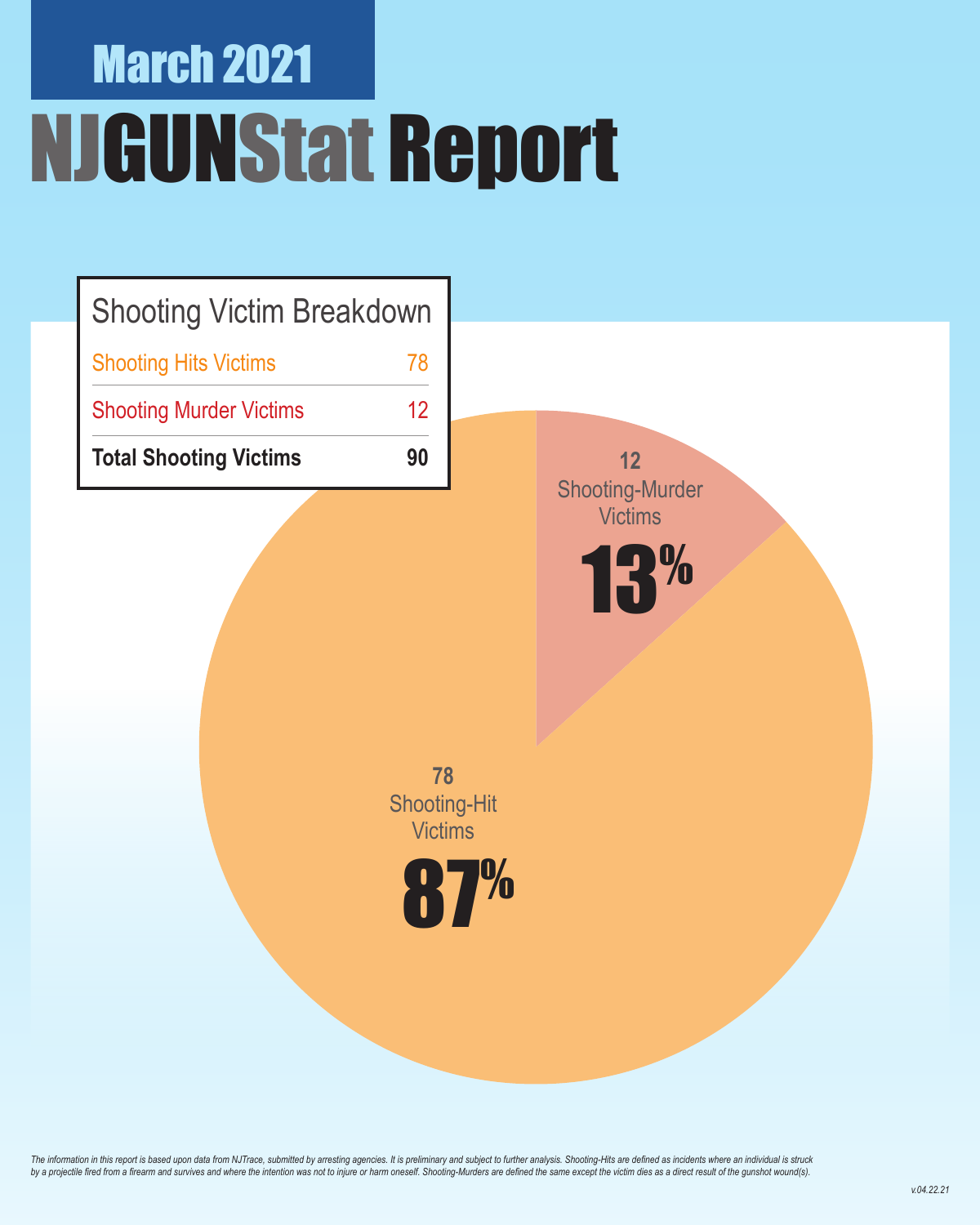## March 2021

# NJGUNStat Report

### Shooting Victim Breakdown

| | |
|---|---|
| Shooting Hits Victims | 78 |
| Shooting Murder Victims | 12 |
| **Total Shooting Victims** | **90** |

12
Shooting-Murder Victims
13%

78
Shooting-Hit Victims
87%

*The information in this report is based upon data from NJTrace, submitted by arresting agencies. It is preliminary and subject to further analysis. Shooting-Hits are defined as incidents where an individual is struck by a projectile fired from a firearm and survives and where the intention was not to injure or harm oneself. Shooting-Murders are defined the same except the victim dies as a direct result of the gunshot wound(s).*

v.04.22.21